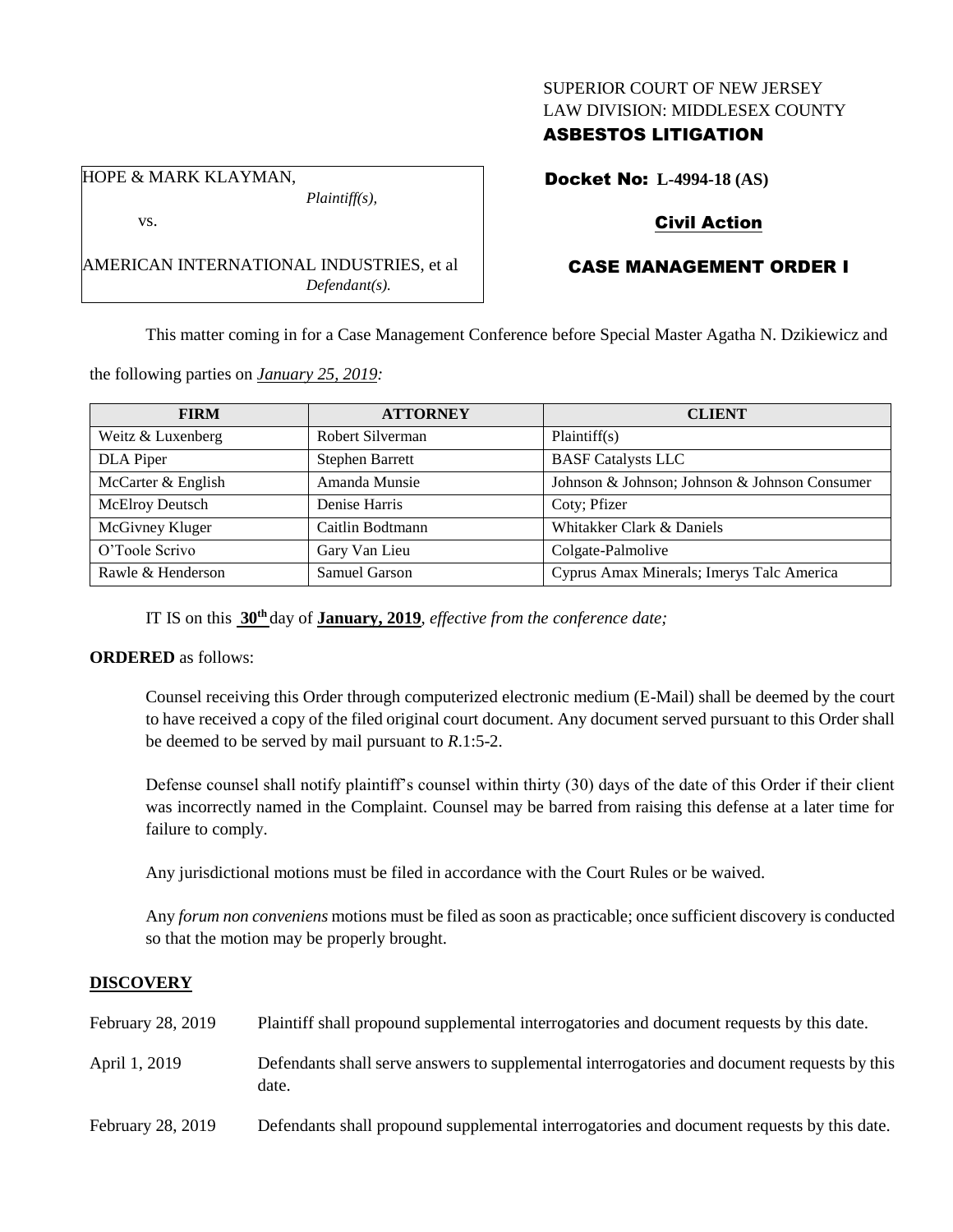SUPERIOR COURT OF NEW JERSEY
LAW DIVISION: MIDDLESEX COUNTY
**ASBESTOS LITIGATION**

HOPE & MARK KLAYMAN,
*Plaintiff(s),*

vs.

AMERICAN INTERNATIONAL INDUSTRIES, et al
*Defendant(s).*

**Docket No: L-4994-18 (AS)**

**Civil Action**

**CASE MANAGEMENT ORDER I**

This matter coming in for a Case Management Conference before Special Master Agatha N. Dzikiewicz and the following parties on *January 25, 2019:*

| FIRM | ATTORNEY | CLIENT |
|---|---|---|
| Weitz & Luxenberg | Robert Silverman | Plaintiff(s) |
| DLA Piper | Stephen Barrett | BASF Catalysts LLC |
| McCarter & English | Amanda Munsie | Johnson & Johnson; Johnson & Johnson Consumer |
| McElroy Deutsch | Denise Harris | Coty; Pfizer |
| McGivney Kluger | Caitlin Bodtmann | Whitakker Clark & Daniels |
| O'Toole Scrivo | Gary Van Lieu | Colgate-Palmolive |
| Rawle & Henderson | Samuel Garson | Cyprus Amax Minerals; Imerys Talc America |

IT IS on this **30th** day of **January, 2019**, *effective from the conference date;*

**ORDERED** as follows:

Counsel receiving this Order through computerized electronic medium (E-Mail) shall be deemed by the court to have received a copy of the filed original court document. Any document served pursuant to this Order shall be deemed to be served by mail pursuant to *R*.1:5-2.

Defense counsel shall notify plaintiff's counsel within thirty (30) days of the date of this Order if their client was incorrectly named in the Complaint. Counsel may be barred from raising this defense at a later time for failure to comply.

Any jurisdictional motions must be filed in accordance with the Court Rules or be waived.

Any *forum non conveniens* motions must be filed as soon as practicable; once sufficient discovery is conducted so that the motion may be properly brought.

**DISCOVERY**

February 28, 2019 Plaintiff shall propound supplemental interrogatories and document requests by this date.

April 1, 2019 Defendants shall serve answers to supplemental interrogatories and document requests by this date.

February 28, 2019 Defendants shall propound supplemental interrogatories and document requests by this date.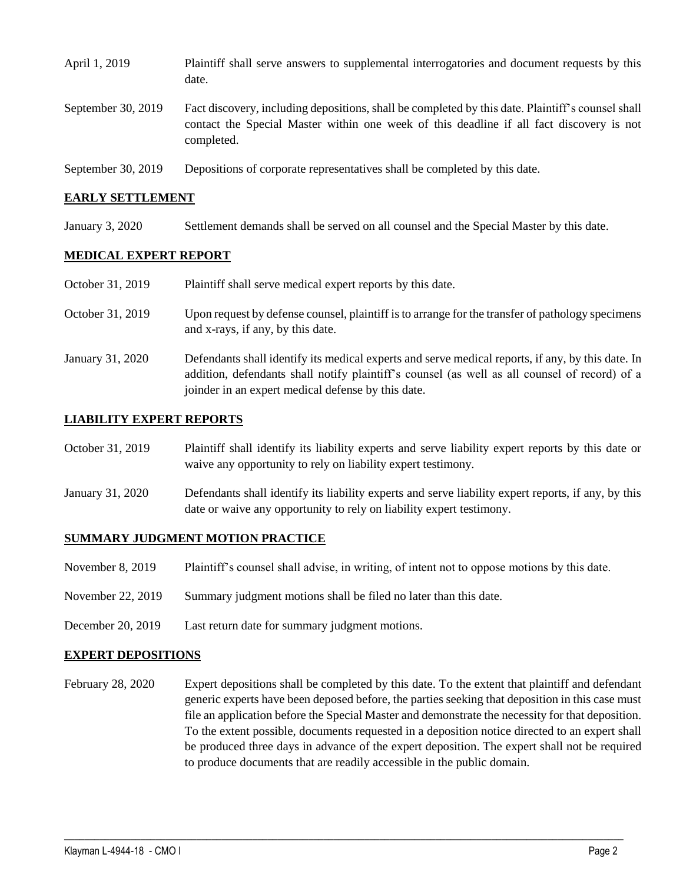| | |
|---|---|
| April 1, 2019 | Plaintiff shall serve answers to supplemental interrogatories and document requests by this date. |
| September 30, 2019 | Fact discovery, including depositions, shall be completed by this date. Plaintiff's counsel shall contact the Special Master within one week of this deadline if all fact discovery is not completed. |
| September 30, 2019 | Depositions of corporate representatives shall be completed by this date. |

## EARLY SETTLEMENT

| | |
|---|---|
| January 3, 2020 | Settlement demands shall be served on all counsel and the Special Master by this date. |

## MEDICAL EXPERT REPORT

| | |
|---|---|
| October 31, 2019 | Plaintiff shall serve medical expert reports by this date. |
| October 31, 2019 | Upon request by defense counsel, plaintiff is to arrange for the transfer of pathology specimens and x-rays, if any, by this date. |
| January 31, 2020 | Defendants shall identify its medical experts and serve medical reports, if any, by this date. In addition, defendants shall notify plaintiff's counsel (as well as all counsel of record) of a joinder in an expert medical defense by this date. |

## LIABILITY EXPERT REPORTS

| | |
|---|---|
| October 31, 2019 | Plaintiff shall identify its liability experts and serve liability expert reports by this date or waive any opportunity to rely on liability expert testimony. |
| January 31, 2020 | Defendants shall identify its liability experts and serve liability expert reports, if any, by this date or waive any opportunity to rely on liability expert testimony. |

## SUMMARY JUDGMENT MOTION PRACTICE

| | |
|---|---|
| November 8, 2019 | Plaintiff's counsel shall advise, in writing, of intent not to oppose motions by this date. |
| November 22, 2019 | Summary judgment motions shall be filed no later than this date. |
| December 20, 2019 | Last return date for summary judgment motions. |

## EXPERT DEPOSITIONS

| | |
|---|---|
| February 28, 2020 | Expert depositions shall be completed by this date. To the extent that plaintiff and defendant generic experts have been deposed before, the parties seeking that deposition in this case must file an application before the Special Master and demonstrate the necessity for that deposition. To the extent possible, documents requested in a deposition notice directed to an expert shall be produced three days in advance of the expert deposition. The expert shall not be required to produce documents that are readily accessible in the public domain. |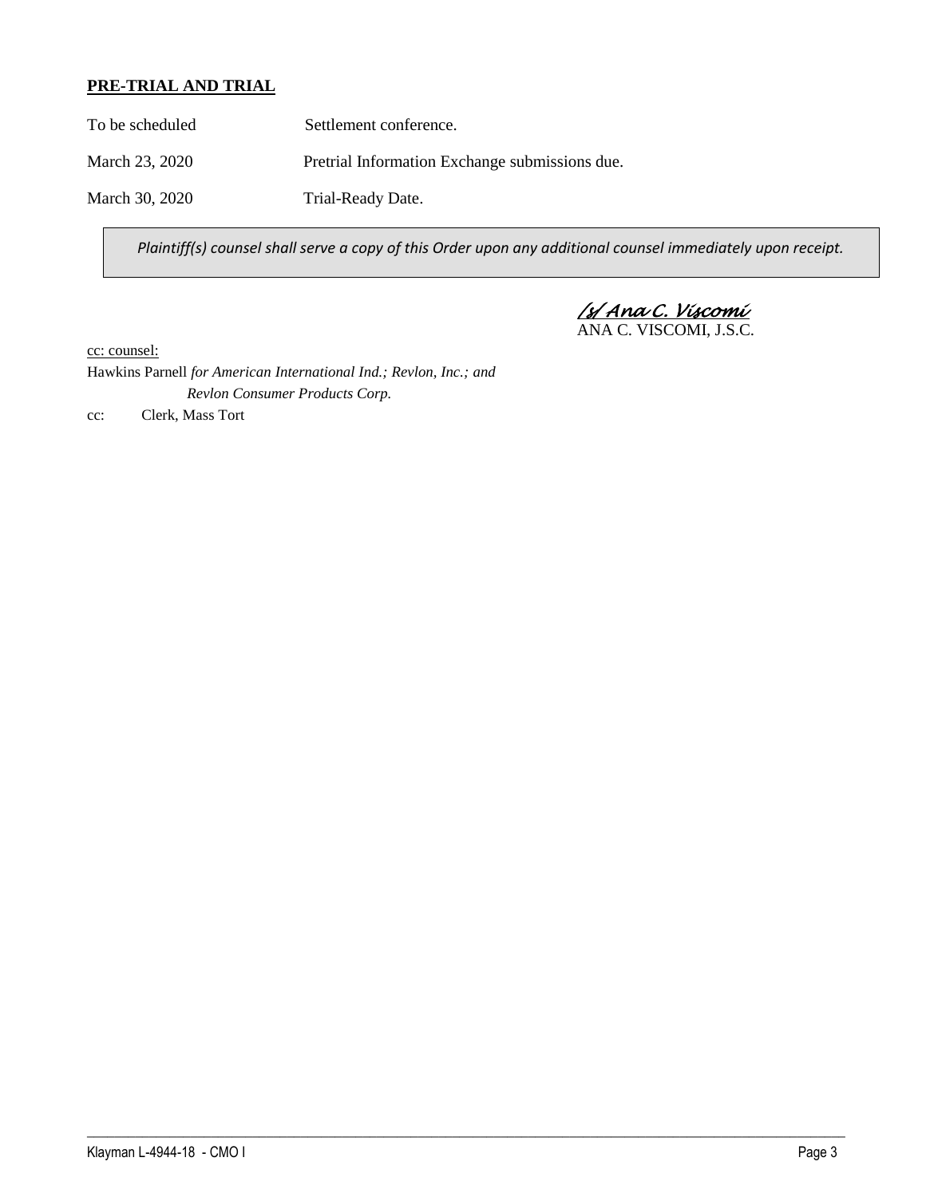**PRE-TRIAL AND TRIAL**

| | |
|---|---|
| To be scheduled | Settlement conference. |
| March 23, 2020 | Pretrial Information Exchange submissions due. |
| March 30, 2020 | Trial-Ready Date. |

*Plaintiff(s) counsel shall serve a copy of this Order upon any additional counsel immediately upon receipt.*

/s/ Ana C. Viscomi
ANA C. VISCOMI, J.S.C.

cc: counsel:
Hawkins Parnell *for American International Ind.; Revlon, Inc.; and Revlon Consumer Products Corp.*

cc: Clerk, Mass Tort